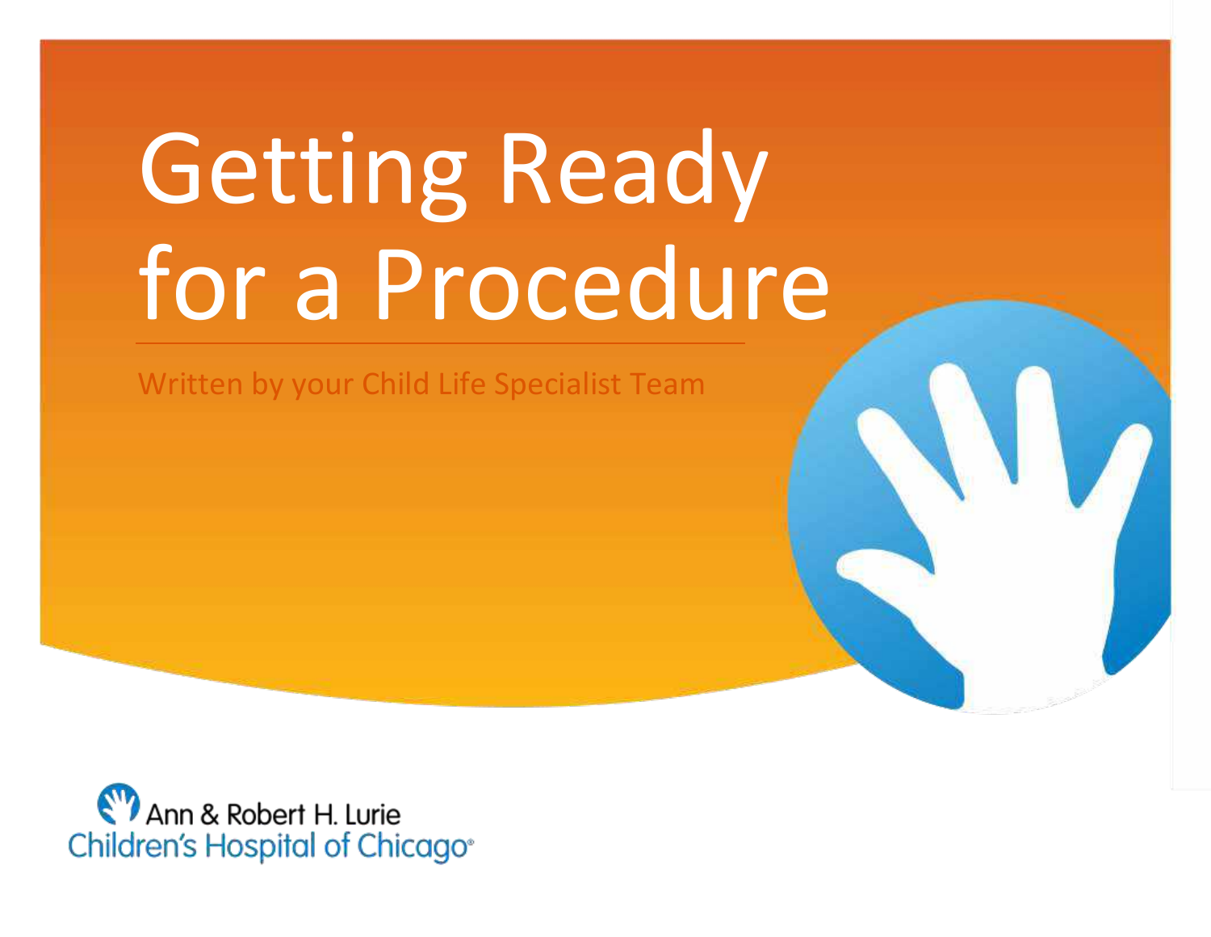# Getting Ready for a Procedure

Written by your Child Life Specialist Team

Ann & Robert H. Lurie Children's Hospital of Chicago®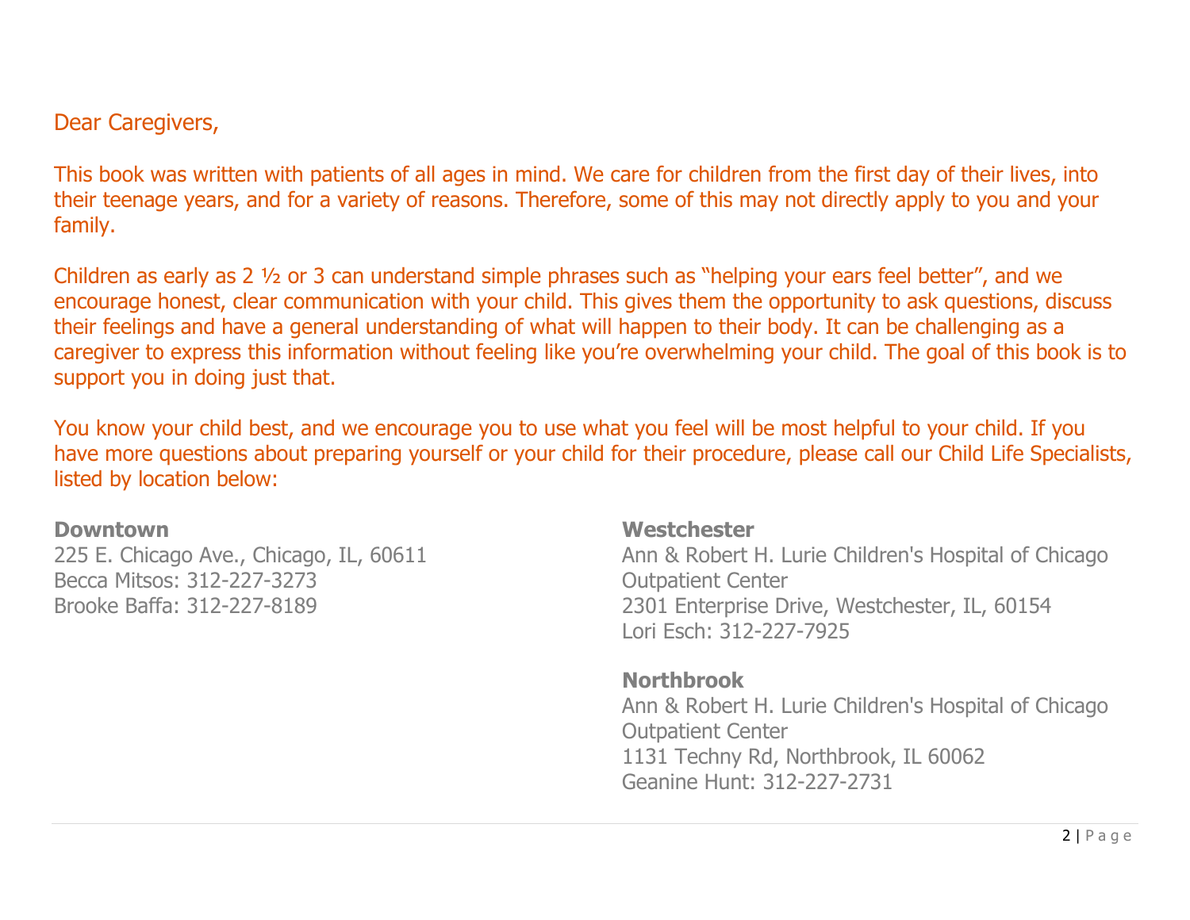Dear Caregivers,

This book was written with patients of all ages in mind. We care for children from the first day of their lives, into their teenage years, and for a variety of reasons. Therefore, some of this may not directly apply to you and your family.

Children as early as 2 ½ or 3 can understand simple phrases such as "helping your ears feel better", and we encourage honest, clear communication with your child. This gives them the opportunity to ask questions, discuss their feelings and have a general understanding of what will happen to their body. It can be challenging as a caregiver to express this information without feeling like you're overwhelming your child. The goal of this book is to support you in doing just that.

You know your child best, and we encourage you to use what you feel will be most helpful to your child. If you have more questions about preparing yourself or your child for their procedure, please call our Child Life Specialists, listed by location below:

**Downtown**
225 E. Chicago Ave., Chicago, IL, 60611
Becca Mitsos: 312-227-3273
Brooke Baffa: 312-227-8189

**Westchester**
Ann & Robert H. Lurie Children's Hospital of Chicago Outpatient Center
2301 Enterprise Drive, Westchester, IL, 60154
Lori Esch: 312-227-7925

**Northbrook**
Ann & Robert H. Lurie Children's Hospital of Chicago Outpatient Center
1131 Techny Rd, Northbrook, IL 60062
Geanine Hunt: 312-227-2731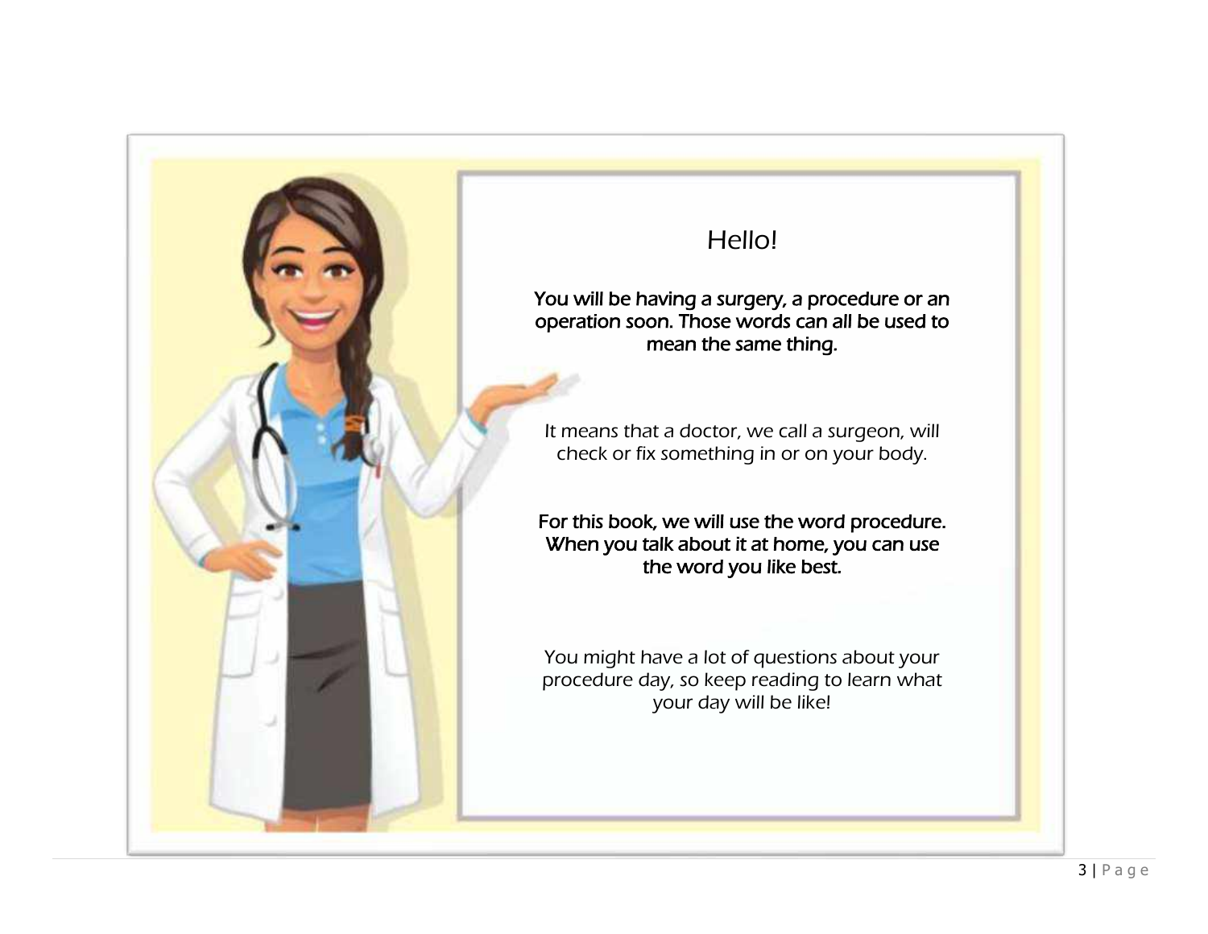# Hello!

**You will be having a surgery, a procedure or an operation soon. Those words can all be used to mean the same thing.**

It means that a doctor, we call a surgeon, will check or fix something in or on your body.

**For this book, we will use the word procedure. When you talk about it at home, you can use the word you like best.**

You might have a lot of questions about your procedure day, so keep reading to learn what your day will be like!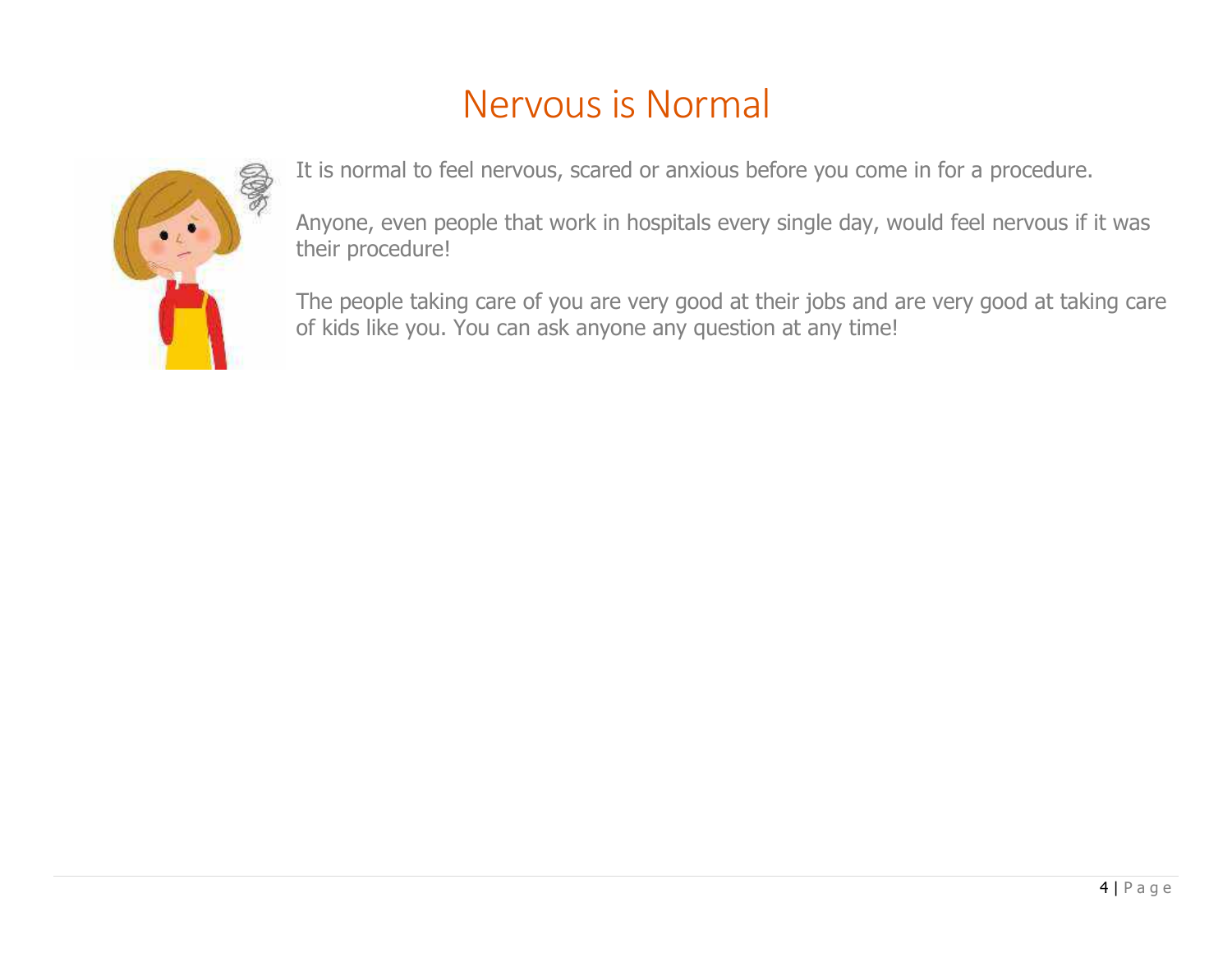# Nervous is Normal

It is normal to feel nervous, scared or anxious before you come in for a procedure.

Anyone, even people that work in hospitals every single day, would feel nervous if it was their procedure!

The people taking care of you are very good at their jobs and are very good at taking care of kids like you. You can ask anyone any question at any time!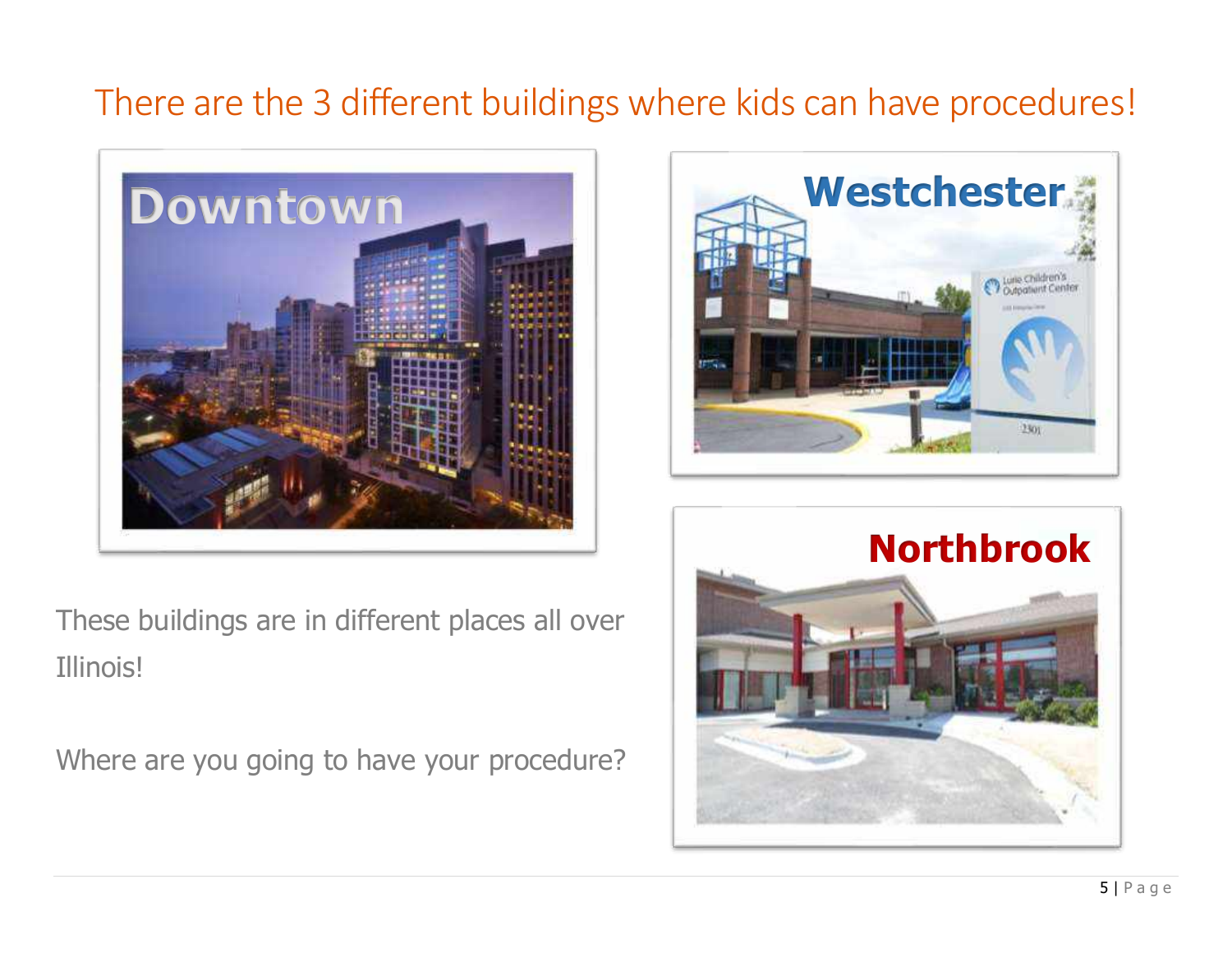## There are the 3 different buildings where kids can have procedures!

Downtown

Westchester

Northbrook

These buildings are in different places all over Illinois!

Where are you going to have your procedure?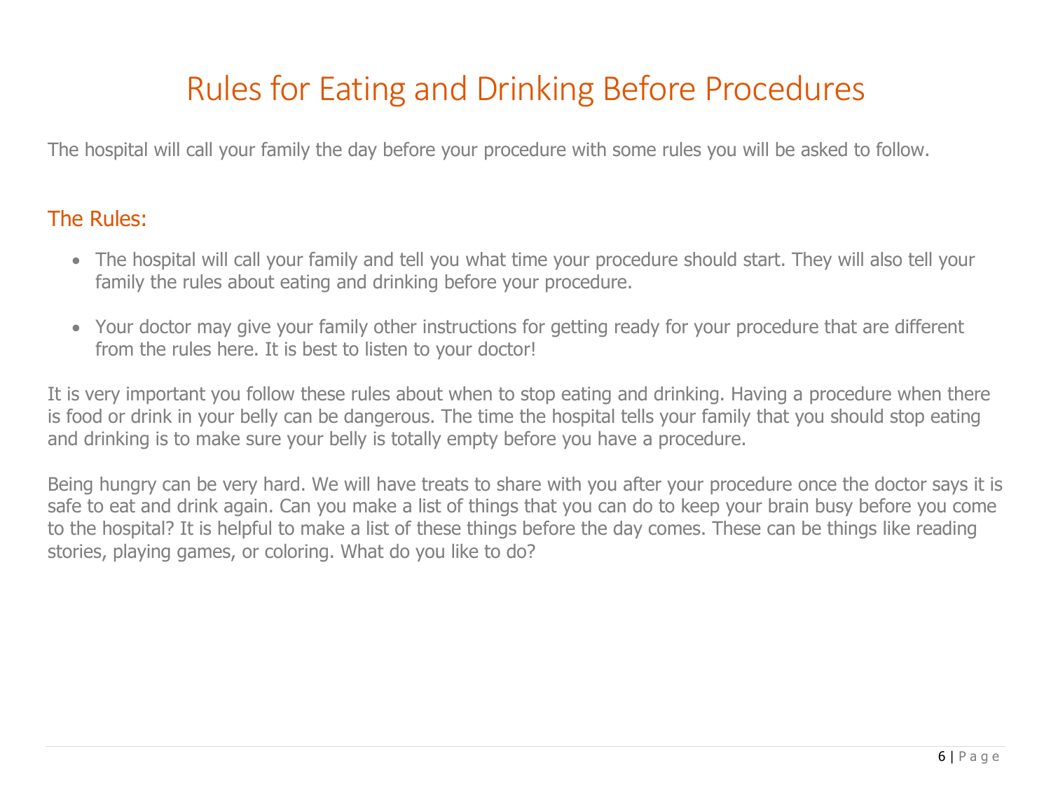# Rules for Eating and Drinking Before Procedures

The hospital will call your family the day before your procedure with some rules you will be asked to follow.

## The Rules:

- The hospital will call your family and tell you what time your procedure should start. They will also tell your family the rules about eating and drinking before your procedure.
- Your doctor may give your family other instructions for getting ready for your procedure that are different from the rules here. It is best to listen to your doctor!

It is very important you follow these rules about when to stop eating and drinking. Having a procedure when there is food or drink in your belly can be dangerous. The time the hospital tells your family that you should stop eating and drinking is to make sure your belly is totally empty before you have a procedure.

Being hungry can be very hard. We will have treats to share with you after your procedure once the doctor says it is safe to eat and drink again. Can you make a list of things that you can do to keep your brain busy before you come to the hospital? It is helpful to make a list of these things before the day comes. These can be things like reading stories, playing games, or coloring. What do you like to do?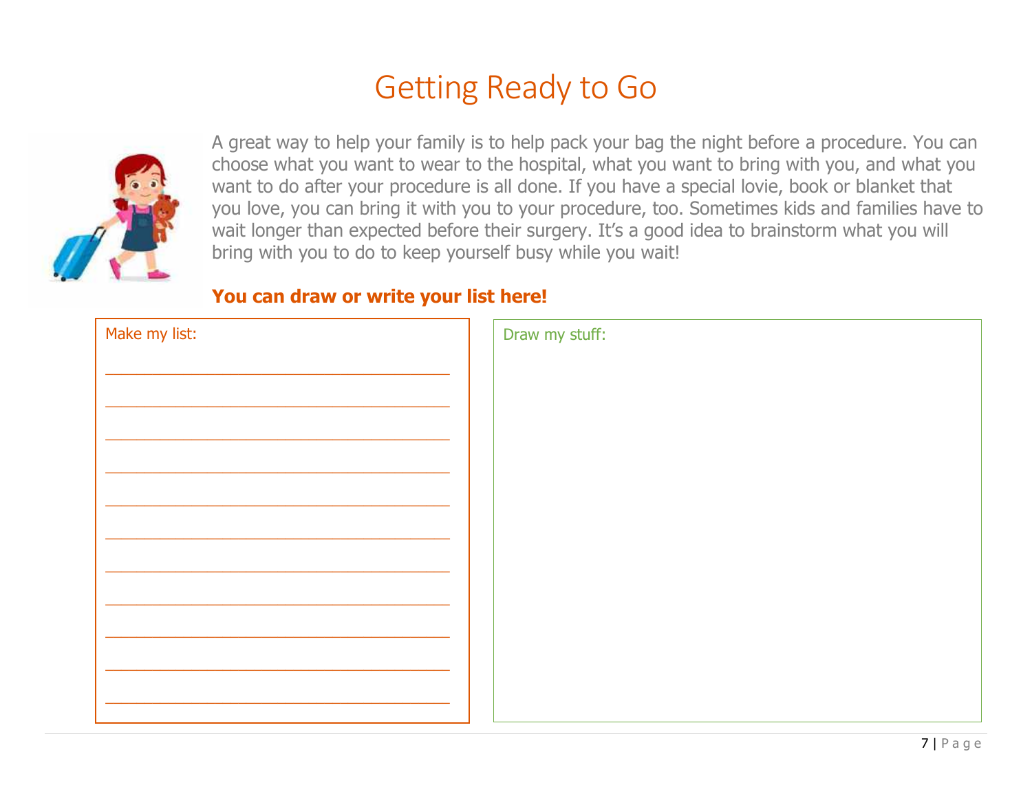# Getting Ready to Go

A great way to help your family is to help pack your bag the night before a procedure. You can choose what you want to wear to the hospital, what you want to bring with you, and what you want to do after your procedure is all done. If you have a special lovie, book or blanket that you love, you can bring it with you to your procedure, too. Sometimes kids and families have to wait longer than expected before their surgery. It's a good idea to brainstorm what you will bring with you to do to keep yourself busy while you wait!

**You can draw or write your list here!**

Make my list:

\_\_\_\_\_\_\_\_\_\_\_\_\_\_\_\_\_\_\_\_\_\_\_\_\_\_\_\_\_\_\_\_\_\_\_\_\_\_\_\_

\_\_\_\_\_\_\_\_\_\_\_\_\_\_\_\_\_\_\_\_\_\_\_\_\_\_\_\_\_\_\_\_\_\_\_\_\_\_\_\_

\_\_\_\_\_\_\_\_\_\_\_\_\_\_\_\_\_\_\_\_\_\_\_\_\_\_\_\_\_\_\_\_\_\_\_\_\_\_\_\_

\_\_\_\_\_\_\_\_\_\_\_\_\_\_\_\_\_\_\_\_\_\_\_\_\_\_\_\_\_\_\_\_\_\_\_\_\_\_\_\_

\_\_\_\_\_\_\_\_\_\_\_\_\_\_\_\_\_\_\_\_\_\_\_\_\_\_\_\_\_\_\_\_\_\_\_\_\_\_\_\_

\_\_\_\_\_\_\_\_\_\_\_\_\_\_\_\_\_\_\_\_\_\_\_\_\_\_\_\_\_\_\_\_\_\_\_\_\_\_\_\_

\_\_\_\_\_\_\_\_\_\_\_\_\_\_\_\_\_\_\_\_\_\_\_\_\_\_\_\_\_\_\_\_\_\_\_\_\_\_\_\_

\_\_\_\_\_\_\_\_\_\_\_\_\_\_\_\_\_\_\_\_\_\_\_\_\_\_\_\_\_\_\_\_\_\_\_\_\_\_\_\_

\_\_\_\_\_\_\_\_\_\_\_\_\_\_\_\_\_\_\_\_\_\_\_\_\_\_\_\_\_\_\_\_\_\_\_\_\_\_\_\_

\_\_\_\_\_\_\_\_\_\_\_\_\_\_\_\_\_\_\_\_\_\_\_\_\_\_\_\_\_\_\_\_\_\_\_\_\_\_\_\_

\_\_\_\_\_\_\_\_\_\_\_\_\_\_\_\_\_\_\_\_\_\_\_\_\_\_\_\_\_\_\_\_\_\_\_\_\_\_\_\_

Draw my stuff: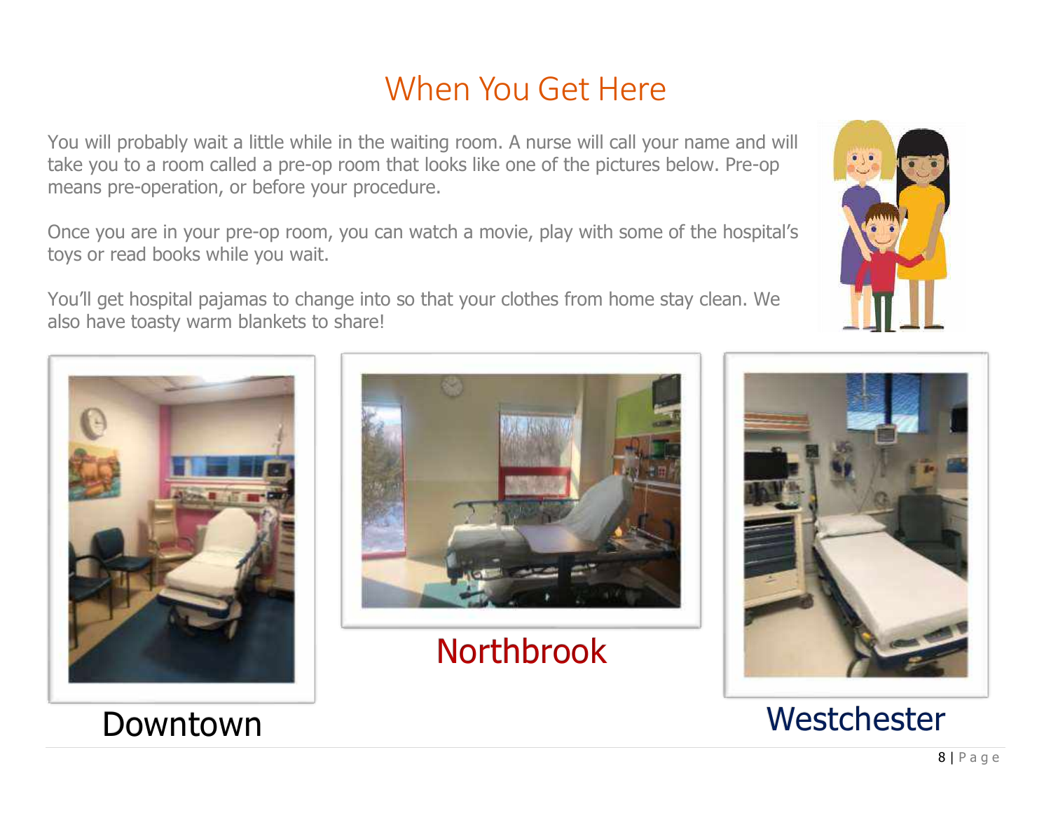# When You Get Here

You will probably wait a little while in the waiting room. A nurse will call your name and will take you to a room called a pre-op room that looks like one of the pictures below. Pre-op means pre-operation, or before your procedure.

Once you are in your pre-op room, you can watch a movie, play with some of the hospital's toys or read books while you wait.

You'll get hospital pajamas to change into so that your clothes from home stay clean. We also have toasty warm blankets to share!

Downtown

Northbrook

Westchester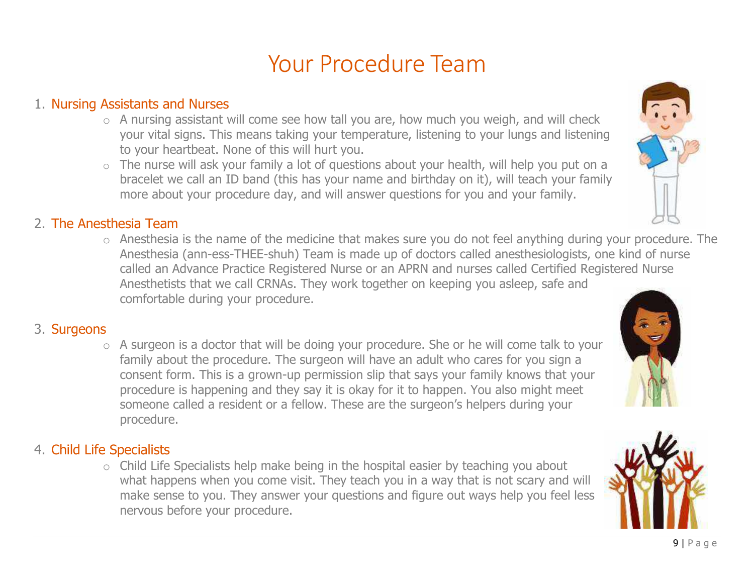# Your Procedure Team

1. Nursing Assistants and Nurses
   - A nursing assistant will come see how tall you are, how much you weigh, and will check your vital signs. This means taking your temperature, listening to your lungs and listening to your heartbeat. None of this will hurt you.
   - The nurse will ask your family a lot of questions about your health, will help you put on a bracelet we call an ID band (this has your name and birthday on it), will teach your family more about your procedure day, and will answer questions for you and your family.

2. The Anesthesia Team
   - Anesthesia is the name of the medicine that makes sure you do not feel anything during your procedure. The Anesthesia (ann-ess-THEE-shuh) Team is made up of doctors called anesthesiologists, one kind of nurse called an Advance Practice Registered Nurse or an APRN and nurses called Certified Registered Nurse Anesthetists that we call CRNAs. They work together on keeping you asleep, safe and comfortable during your procedure.

3. Surgeons
   - A surgeon is a doctor that will be doing your procedure. She or he will come talk to your family about the procedure. The surgeon will have an adult who cares for you sign a consent form. This is a grown-up permission slip that says your family knows that your procedure is happening and they say it is okay for it to happen. You also might meet someone called a resident or a fellow. These are the surgeon's helpers during your procedure.

4. Child Life Specialists
   - Child Life Specialists help make being in the hospital easier by teaching you about what happens when you come visit. They teach you in a way that is not scary and will make sense to you. They answer your questions and figure out ways help you feel less nervous before your procedure.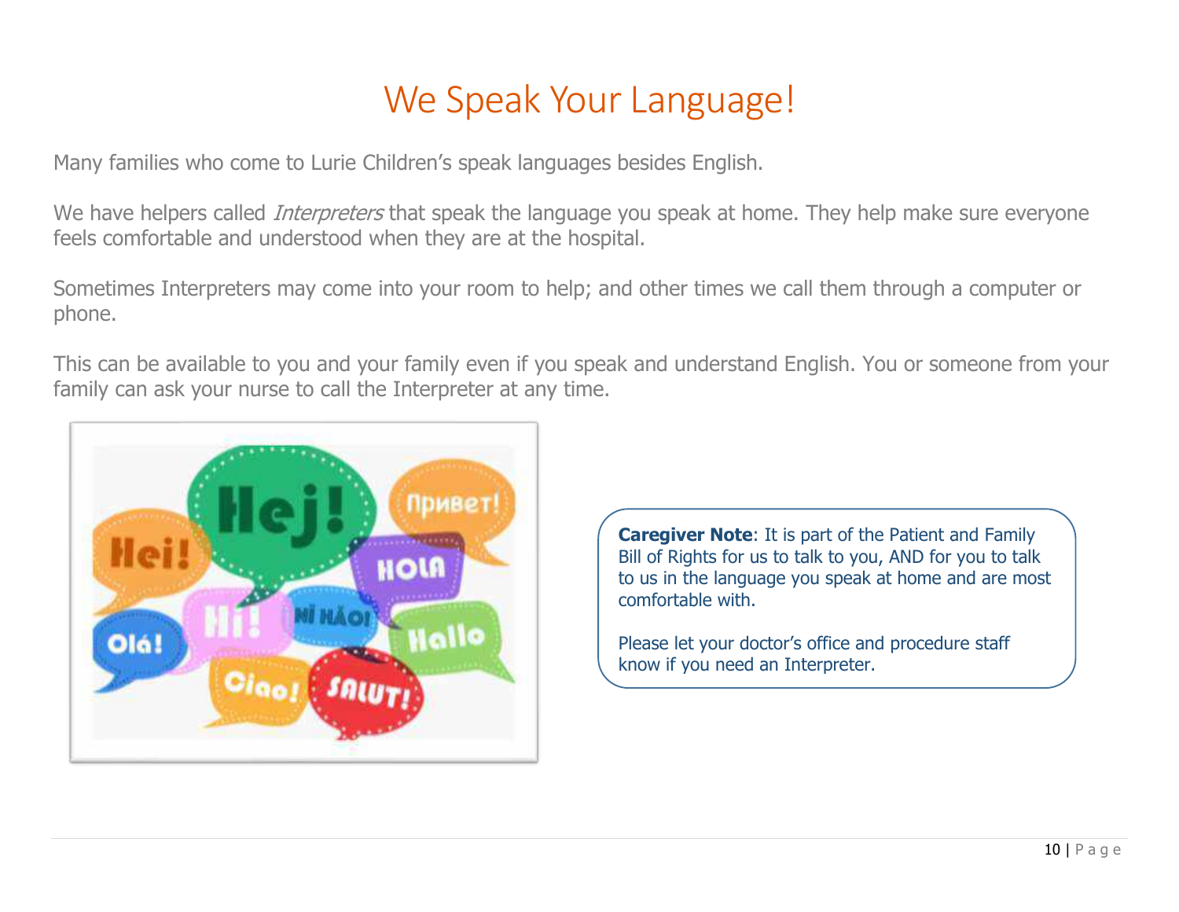# We Speak Your Language!

Many families who come to Lurie Children's speak languages besides English.

We have helpers called *Interpreters* that speak the language you speak at home. They help make sure everyone feels comfortable and understood when they are at the hospital.

Sometimes Interpreters may come into your room to help; and other times we call them through a computer or phone.

This can be available to you and your family even if you speak and understand English. You or someone from your family can ask your nurse to call the Interpreter at any time.

**Caregiver Note**: It is part of the Patient and Family Bill of Rights for us to talk to you, AND for you to talk to us in the language you speak at home and are most comfortable with.

Please let your doctor's office and procedure staff know if you need an Interpreter.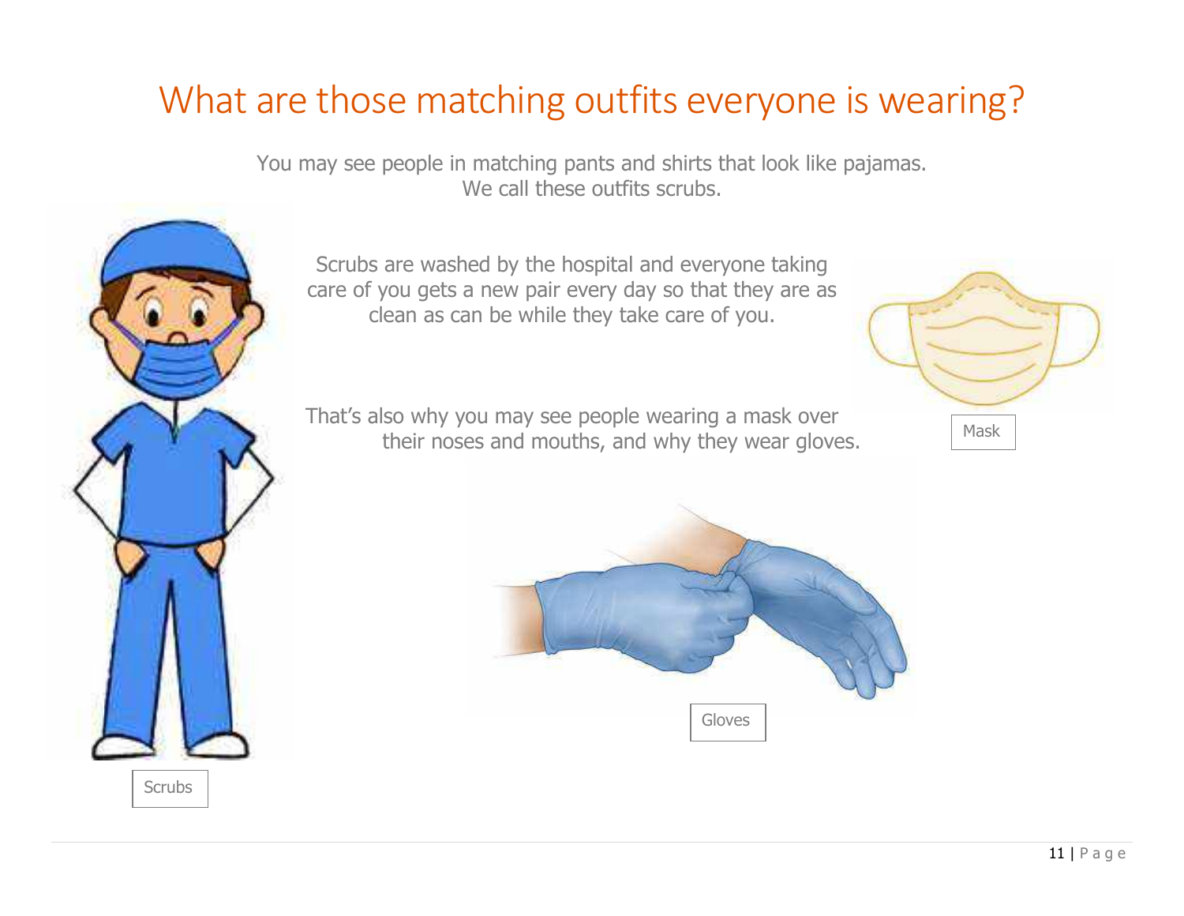# What are those matching outfits everyone is wearing?

You may see people in matching pants and shirts that look like pajamas. We call these outfits scrubs.

Scrubs are washed by the hospital and everyone taking care of you gets a new pair every day so that they are as clean as can be while they take care of you.

That's also why you may see people wearing a mask over their noses and mouths, and why they wear gloves.

Mask

Gloves

Scrubs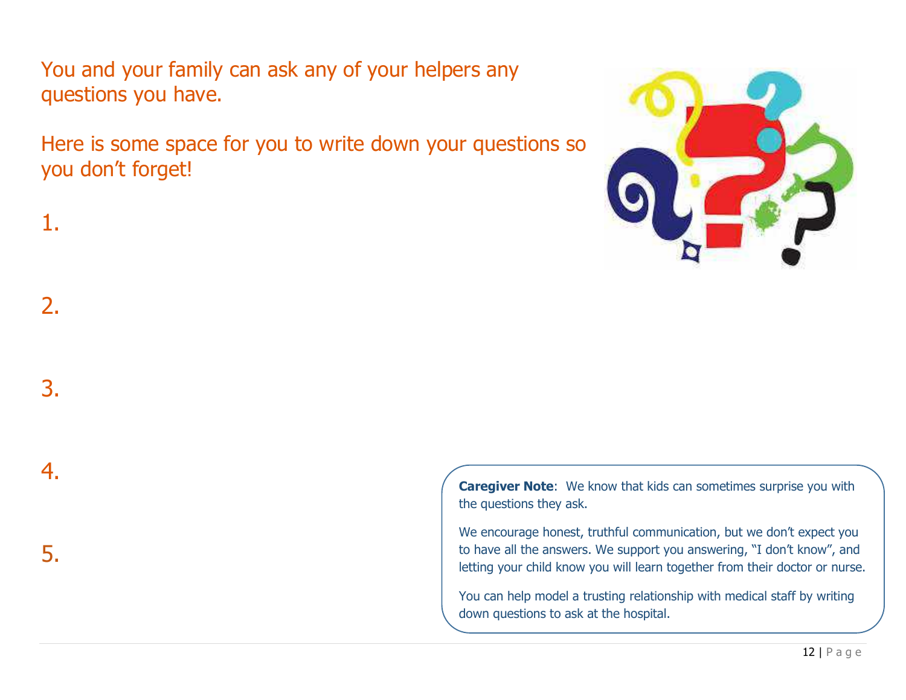You and your family can ask any of your helpers any questions you have.

Here is some space for you to write down your questions so you don't forget!

1.

2.

3.

4.

5.

**Caregiver Note**: We know that kids can sometimes surprise you with the questions they ask.

We encourage honest, truthful communication, but we don't expect you to have all the answers. We support you answering, "I don't know", and letting your child know you will learn together from their doctor or nurse.

You can help model a trusting relationship with medical staff by writing down questions to ask at the hospital.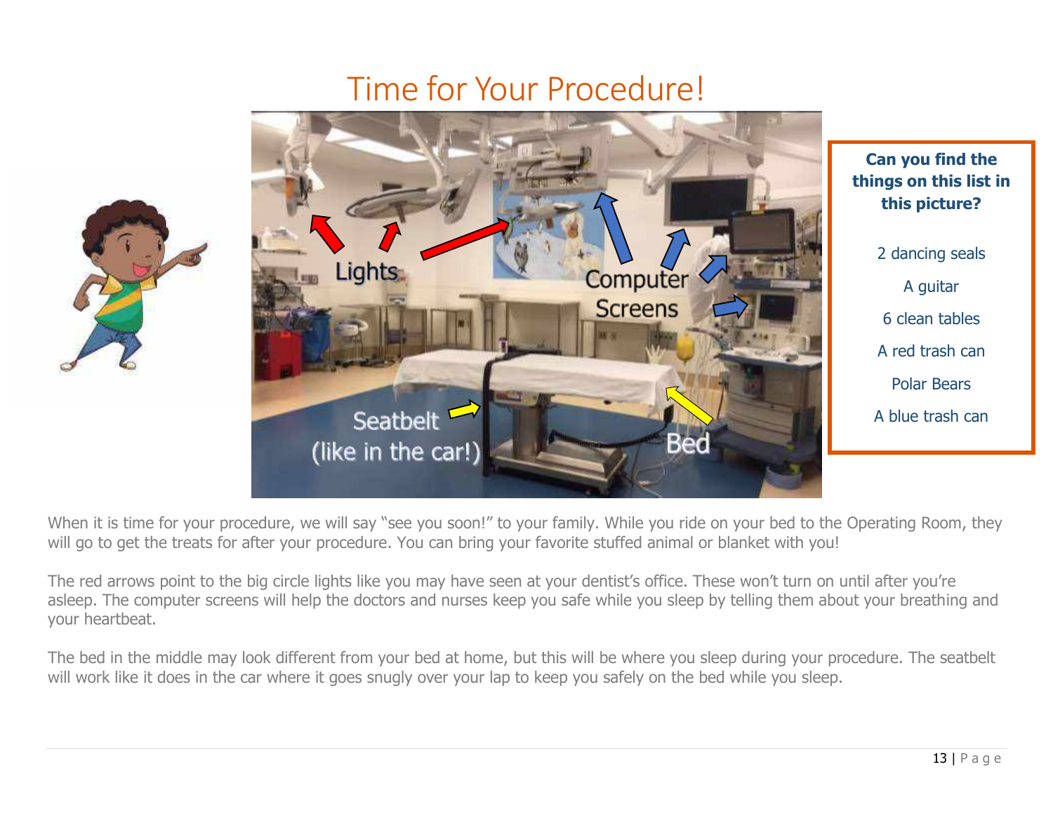# Time for Your Procedure!

**Can you find the things on this list in this picture?**

2 dancing seals

A guitar

6 clean tables

A red trash can

Polar Bears

A blue trash can

When it is time for your procedure, we will say "see you soon!" to your family. While you ride on your bed to the Operating Room, they will go to get the treats for after your procedure. You can bring your favorite stuffed animal or blanket with you!

The red arrows point to the big circle lights like you may have seen at your dentist's office. These won't turn on until after you're asleep. The computer screens will help the doctors and nurses keep you safe while you sleep by telling them about your breathing and your heartbeat.

The bed in the middle may look different from your bed at home, but this will be where you sleep during your procedure. The seatbelt will work like it does in the car where it goes snugly over your lap to keep you safely on the bed while you sleep.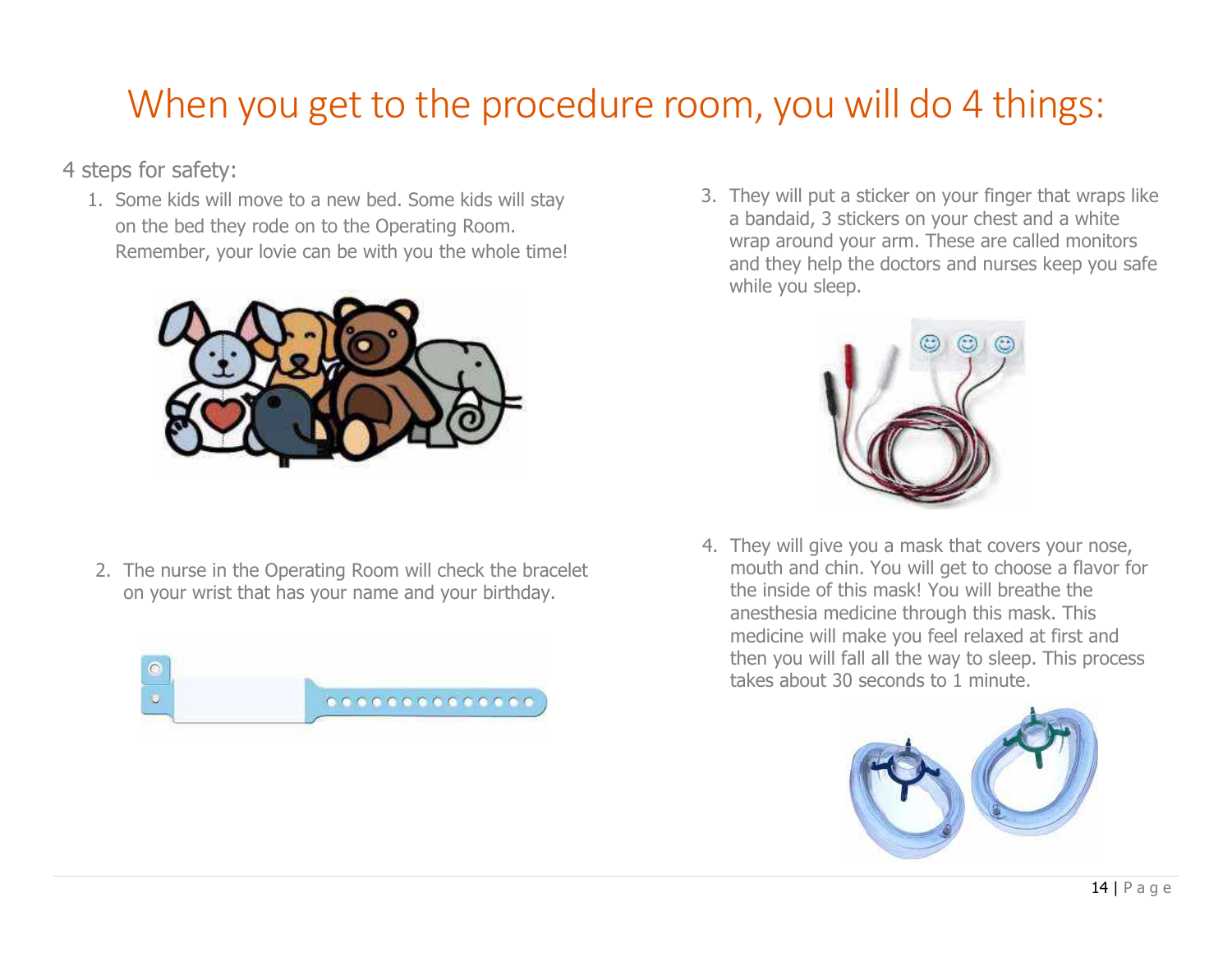# When you get to the procedure room, you will do 4 things:

4 steps for safety:

1. Some kids will move to a new bed. Some kids will stay on the bed they rode on to the Operating Room. Remember, your lovie can be with you the whole time!
2. The nurse in the Operating Room will check the bracelet on your wrist that has your name and your birthday.
3. They will put a sticker on your finger that wraps like a bandaid, 3 stickers on your chest and a white wrap around your arm. These are called monitors and they help the doctors and nurses keep you safe while you sleep.
4. They will give you a mask that covers your nose, mouth and chin. You will get to choose a flavor for the inside of this mask! You will breathe the anesthesia medicine through this mask. This medicine will make you feel relaxed at first and then you will fall all the way to sleep. This process takes about 30 seconds to 1 minute.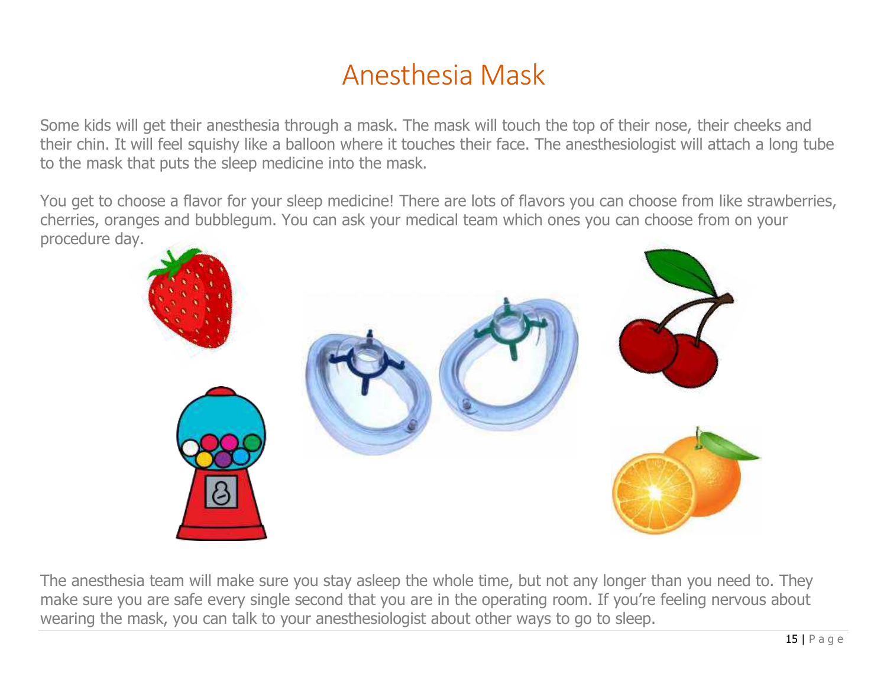# Anesthesia Mask

Some kids will get their anesthesia through a mask. The mask will touch the top of their nose, their cheeks and their chin. It will feel squishy like a balloon where it touches their face. The anesthesiologist will attach a long tube to the mask that puts the sleep medicine into the mask.

You get to choose a flavor for your sleep medicine! There are lots of flavors you can choose from like strawberries, cherries, oranges and bubblegum. You can ask your medical team which ones you can choose from on your procedure day.

The anesthesia team will make sure you stay asleep the whole time, but not any longer than you need to. They make sure you are safe every single second that you are in the operating room. If you're feeling nervous about wearing the mask, you can talk to your anesthesiologist about other ways to go to sleep.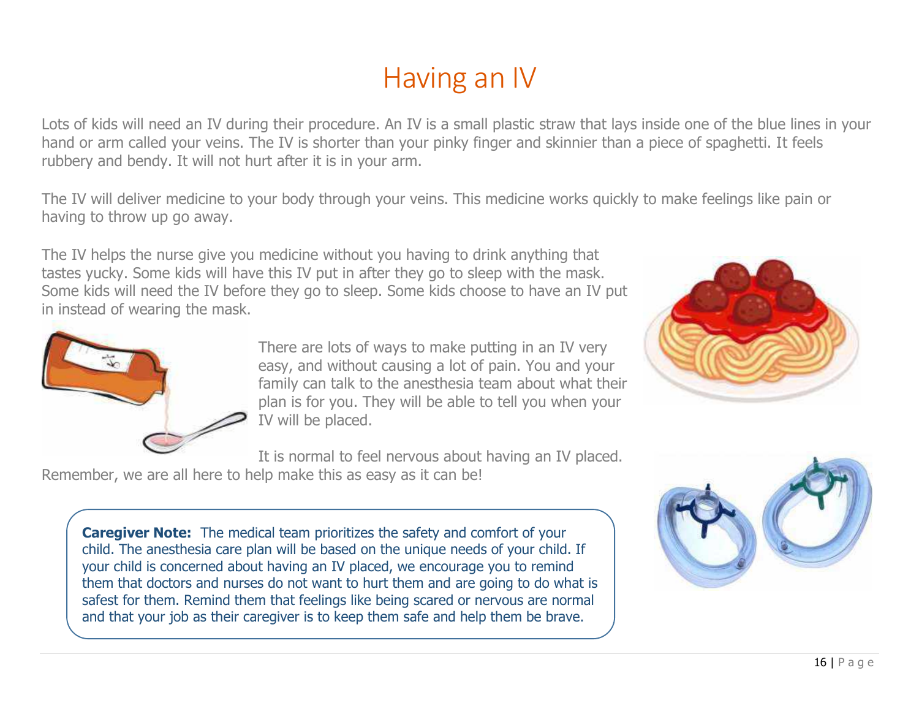# Having an IV

Lots of kids will need an IV during their procedure. An IV is a small plastic straw that lays inside one of the blue lines in your hand or arm called your veins. The IV is shorter than your pinky finger and skinnier than a piece of spaghetti. It feels rubbery and bendy. It will not hurt after it is in your arm.

The IV will deliver medicine to your body through your veins. This medicine works quickly to make feelings like pain or having to throw up go away.

The IV helps the nurse give you medicine without you having to drink anything that tastes yucky. Some kids will have this IV put in after they go to sleep with the mask. Some kids will need the IV before they go to sleep. Some kids choose to have an IV put in instead of wearing the mask.

There are lots of ways to make putting in an IV very easy, and without causing a lot of pain. You and your family can talk to the anesthesia team about what their plan is for you. They will be able to tell you when your IV will be placed.

It is normal to feel nervous about having an IV placed. Remember, we are all here to help make this as easy as it can be!

> **Caregiver Note:** The medical team prioritizes the safety and comfort of your child. The anesthesia care plan will be based on the unique needs of your child. If your child is concerned about having an IV placed, we encourage you to remind them that doctors and nurses do not want to hurt them and are going to do what is safest for them. Remind them that feelings like being scared or nervous are normal and that your job as their caregiver is to keep them safe and help them be brave.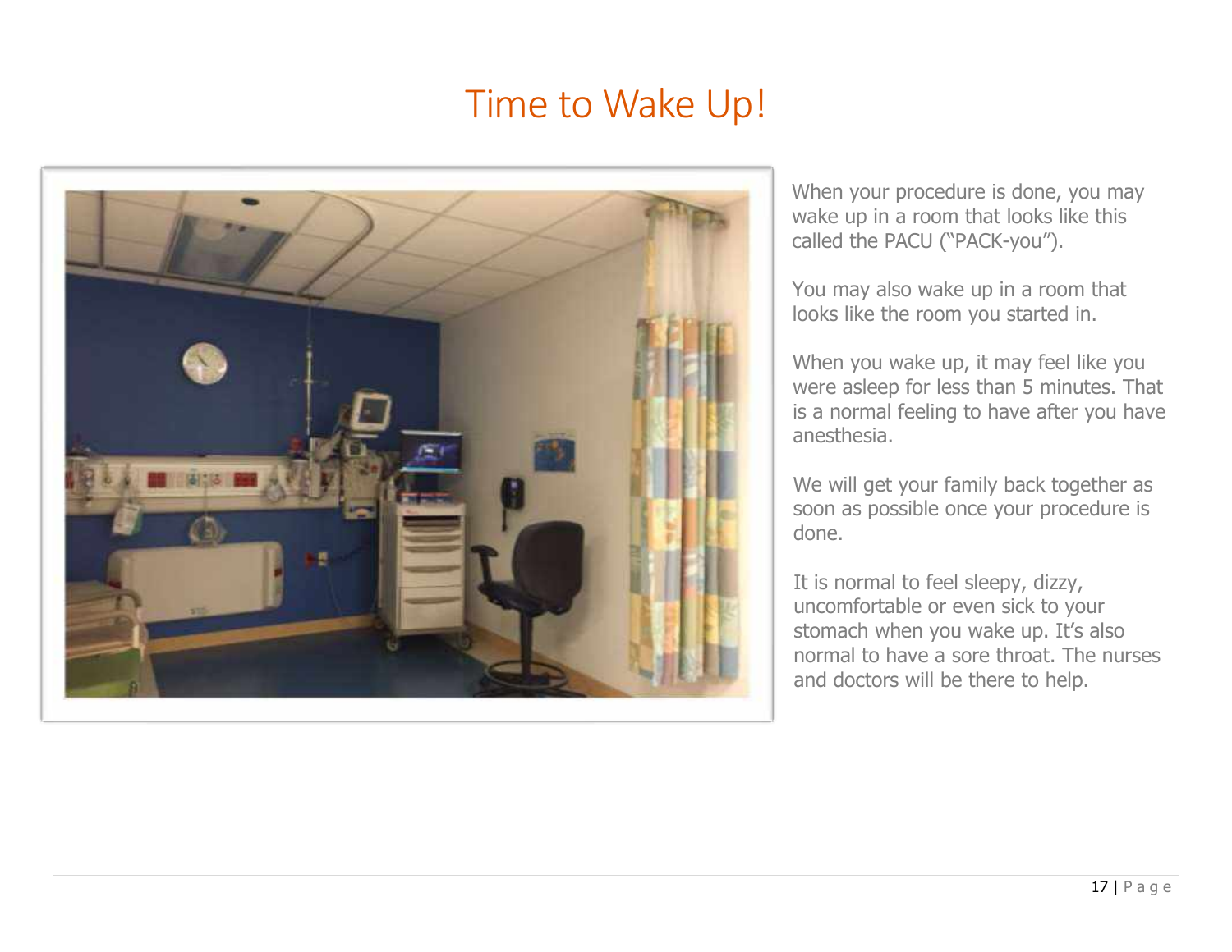# Time to Wake Up!

When your procedure is done, you may wake up in a room that looks like this called the PACU ("PACK-you").

You may also wake up in a room that looks like the room you started in.

When you wake up, it may feel like you were asleep for less than 5 minutes. That is a normal feeling to have after you have anesthesia.

We will get your family back together as soon as possible once your procedure is done.

It is normal to feel sleepy, dizzy, uncomfortable or even sick to your stomach when you wake up. It's also normal to have a sore throat. The nurses and doctors will be there to help.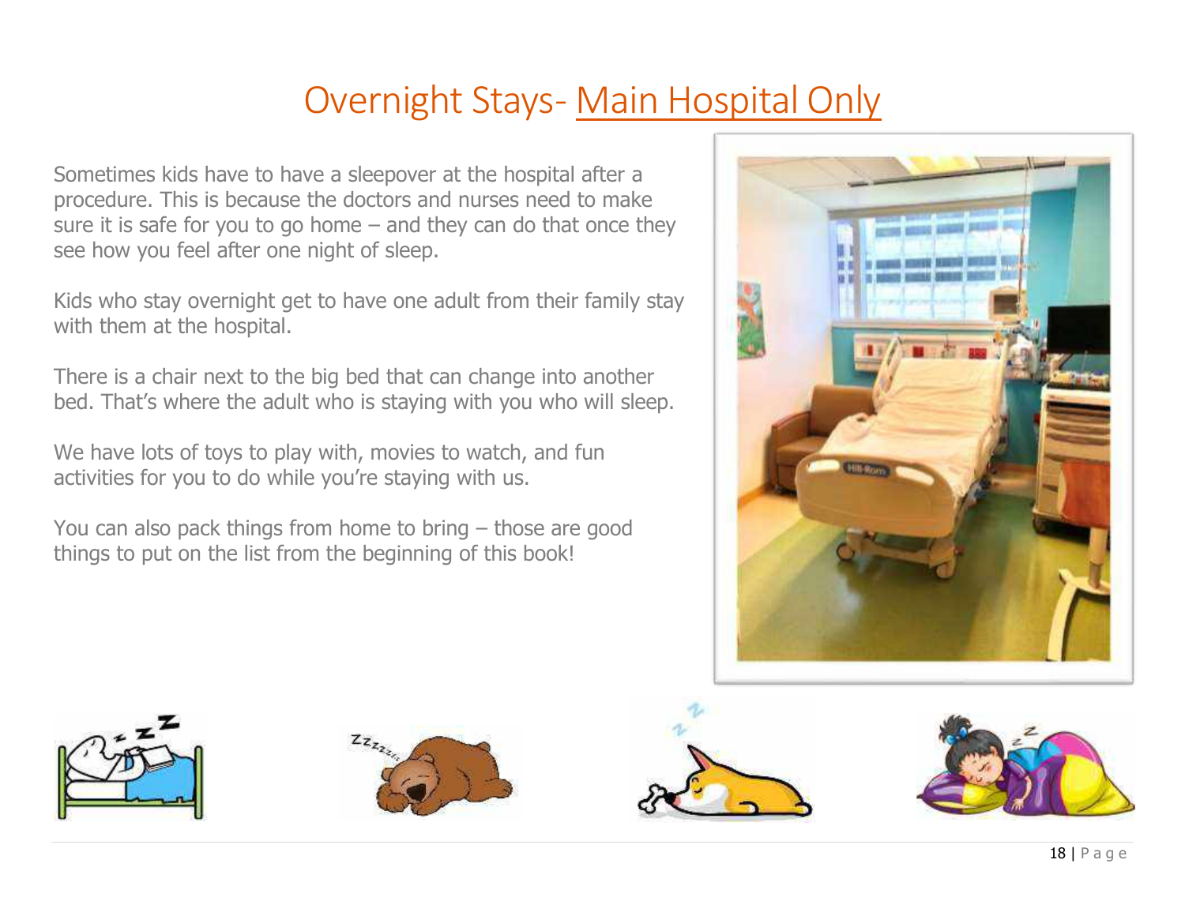# Overnight Stays- Main Hospital Only

Sometimes kids have to have a sleepover at the hospital after a procedure. This is because the doctors and nurses need to make sure it is safe for you to go home – and they can do that once they see how you feel after one night of sleep.

Kids who stay overnight get to have one adult from their family stay with them at the hospital.

There is a chair next to the big bed that can change into another bed. That's where the adult who is staying with you who will sleep.

We have lots of toys to play with, movies to watch, and fun activities for you to do while you're staying with us.

You can also pack things from home to bring – those are good things to put on the list from the beginning of this book!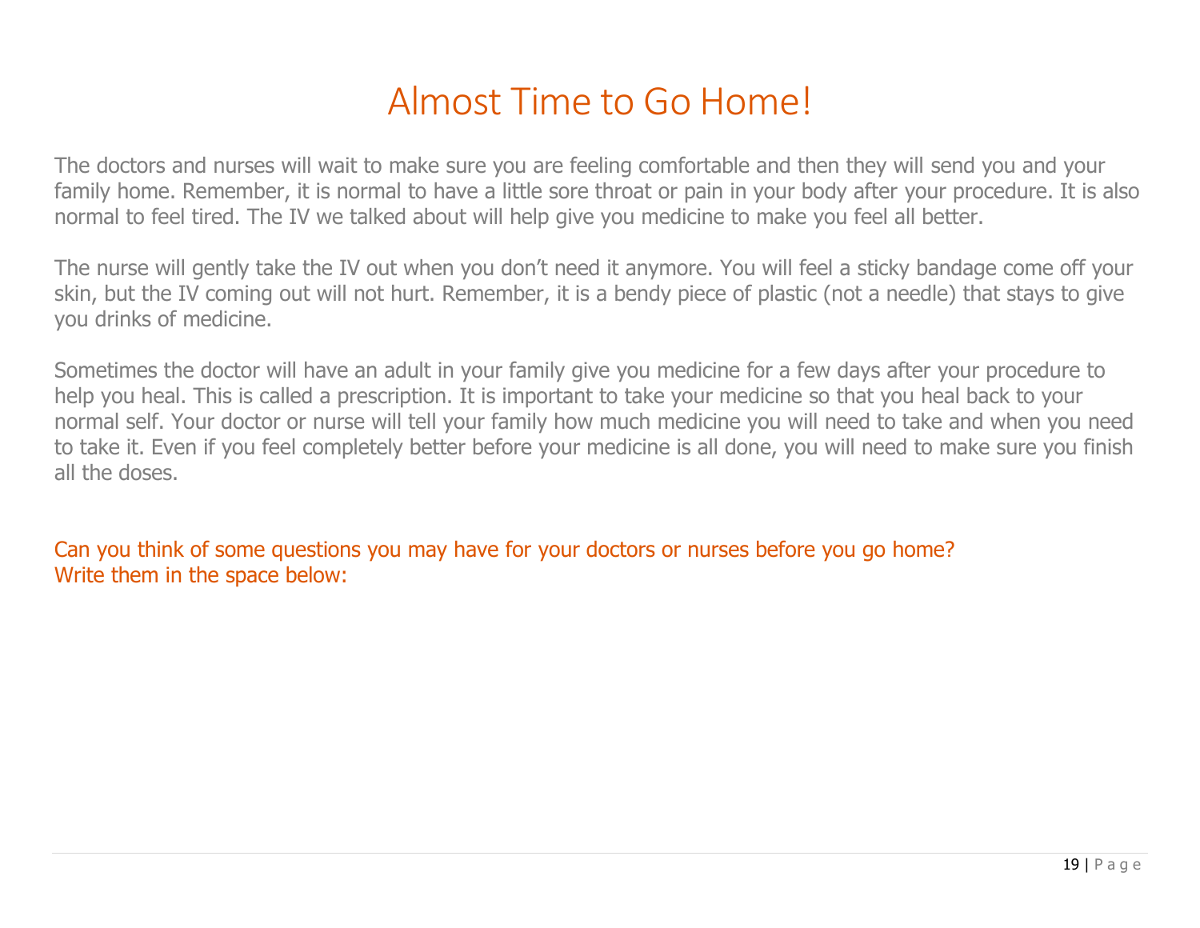# Almost Time to Go Home!

The doctors and nurses will wait to make sure you are feeling comfortable and then they will send you and your family home. Remember, it is normal to have a little sore throat or pain in your body after your procedure. It is also normal to feel tired. The IV we talked about will help give you medicine to make you feel all better.

The nurse will gently take the IV out when you don't need it anymore. You will feel a sticky bandage come off your skin, but the IV coming out will not hurt. Remember, it is a bendy piece of plastic (not a needle) that stays to give you drinks of medicine.

Sometimes the doctor will have an adult in your family give you medicine for a few days after your procedure to help you heal. This is called a prescription. It is important to take your medicine so that you heal back to your normal self. Your doctor or nurse will tell your family how much medicine you will need to take and when you need to take it. Even if you feel completely better before your medicine is all done, you will need to make sure you finish all the doses.

Can you think of some questions you may have for your doctors or nurses before you go home?
Write them in the space below: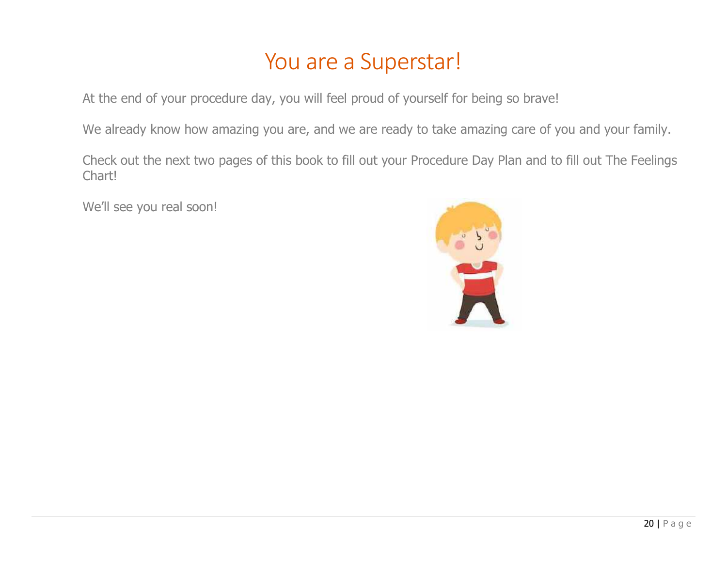# You are a Superstar!

At the end of your procedure day, you will feel proud of yourself for being so brave!

We already know how amazing you are, and we are ready to take amazing care of you and your family.

Check out the next two pages of this book to fill out your Procedure Day Plan and to fill out The Feelings Chart!

We'll see you real soon!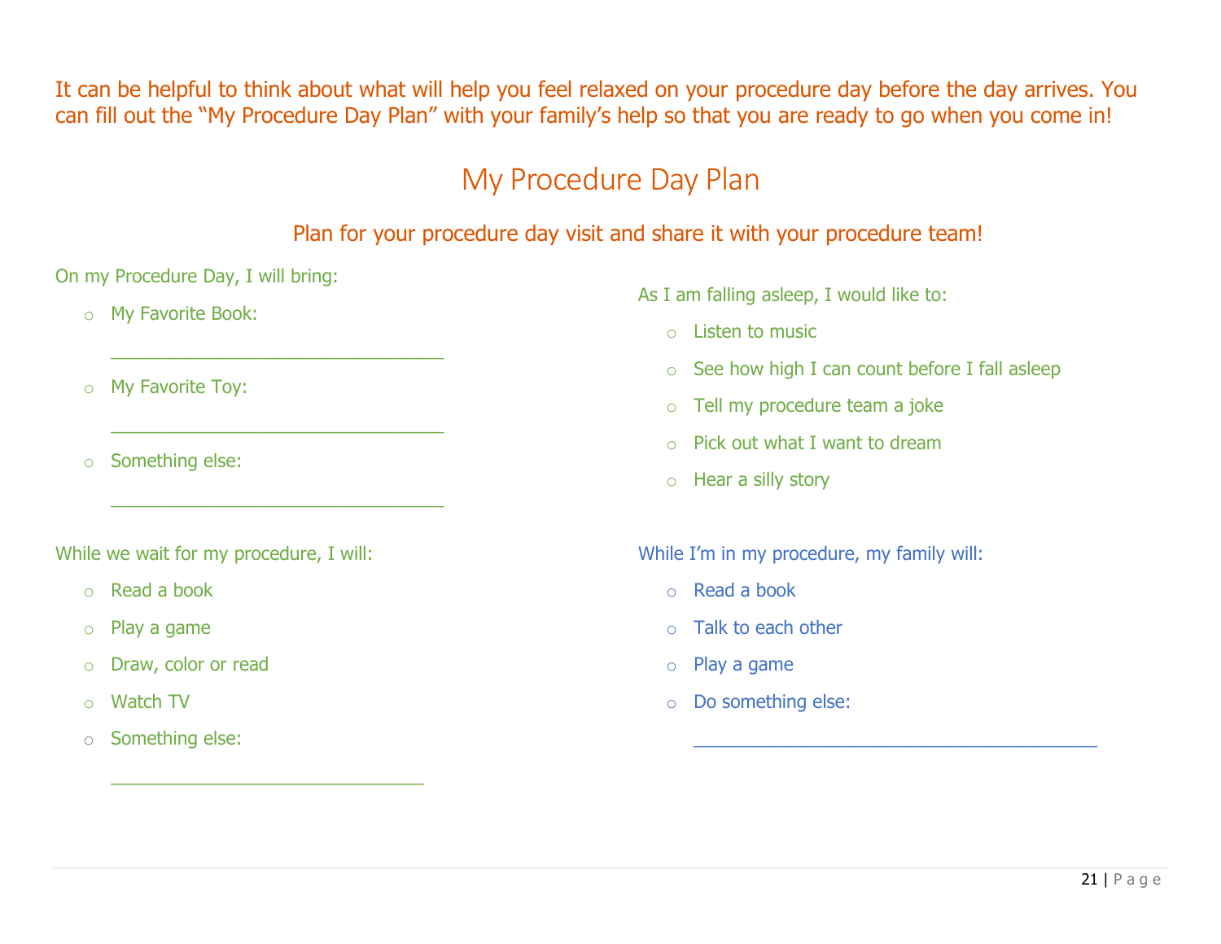It can be helpful to think about what will help you feel relaxed on your procedure day before the day arrives. You can fill out the “My Procedure Day Plan” with your family’s help so that you are ready to go when you come in!

# My Procedure Day Plan

## Plan for your procedure day visit and share it with your procedure team!

On my Procedure Day, I will bring:

- My Favorite Book:

  ________________________________

- My Favorite Toy:

  ________________________________

- Something else:

  ________________________________

While we wait for my procedure, I will:

- Read a book
- Play a game
- Draw, color or read
- Watch TV
- Something else:

  ______________________________

As I am falling asleep, I would like to:

- Listen to music
- See how high I can count before I fall asleep
- Tell my procedure team a joke
- Pick out what I want to dream
- Hear a silly story

While I’m in my procedure, my family will:

- Read a book
- Talk to each other
- Play a game
- Do something else:

  ______________________________________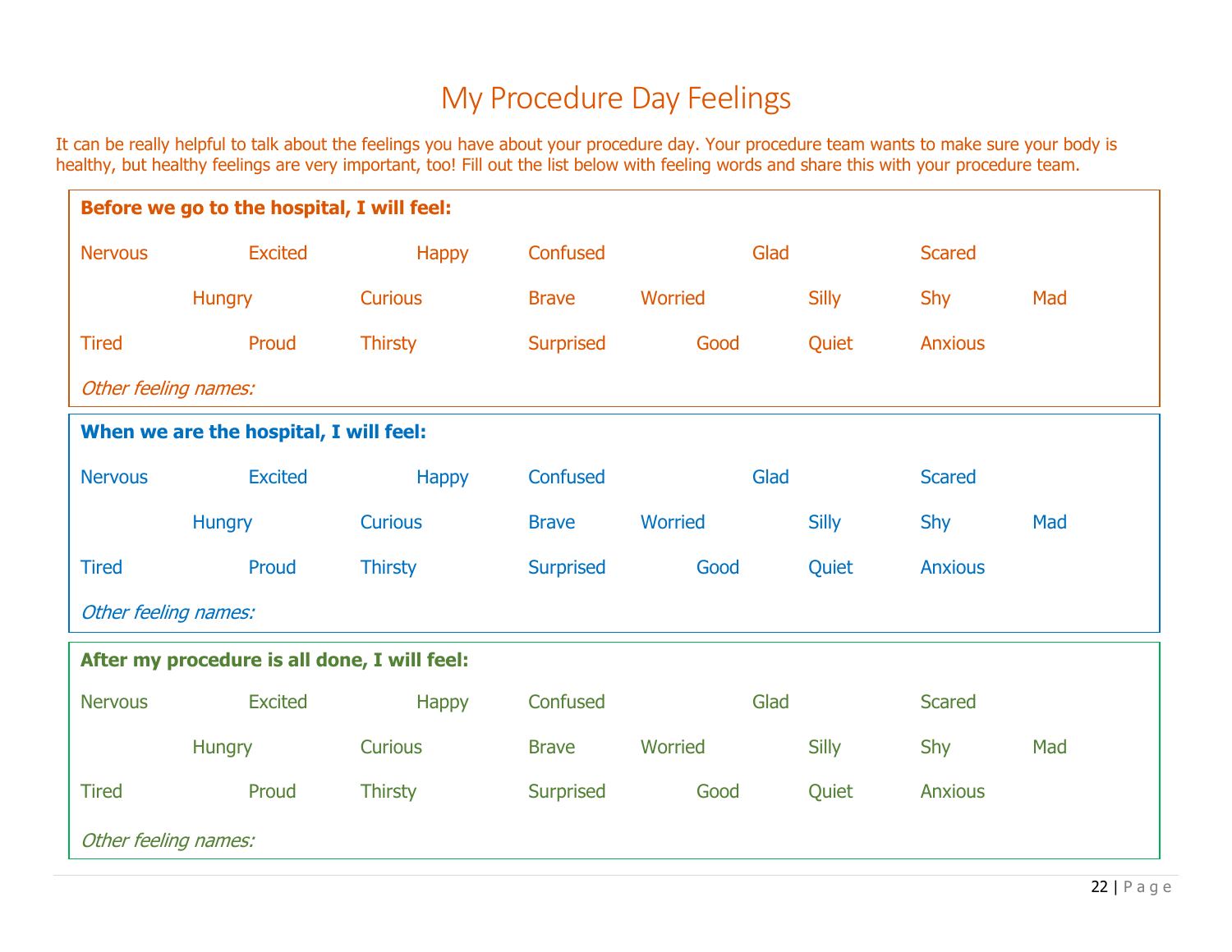# My Procedure Day Feelings

It can be really helpful to talk about the feelings you have about your procedure day. Your procedure team wants to make sure your body is healthy, but healthy feelings are very important, too! Fill out the list below with feeling words and share this with your procedure team.

**Before we go to the hospital, I will feel:**

Nervous Excited Happy Confused Glad Scared

Hungry Curious Brave Worried Silly Shy Mad

Tired Proud Thirsty Surprised Good Quiet Anxious

*Other feeling names:*

**When we are the hospital, I will feel:**

Nervous Excited Happy Confused Glad Scared

Hungry Curious Brave Worried Silly Shy Mad

Tired Proud Thirsty Surprised Good Quiet Anxious

*Other feeling names:*

**After my procedure is all done, I will feel:**

Nervous Excited Happy Confused Glad Scared

Hungry Curious Brave Worried Silly Shy Mad

Tired Proud Thirsty Surprised Good Quiet Anxious

*Other feeling names:*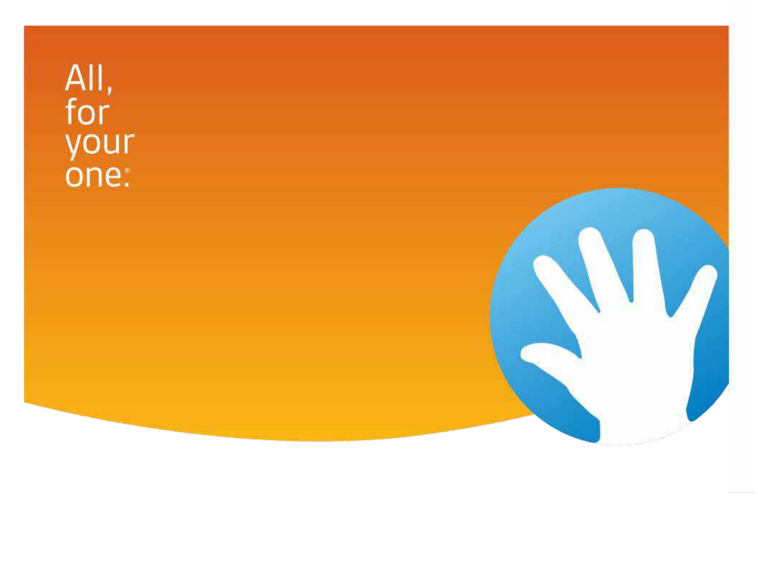All,
for
your
one.®